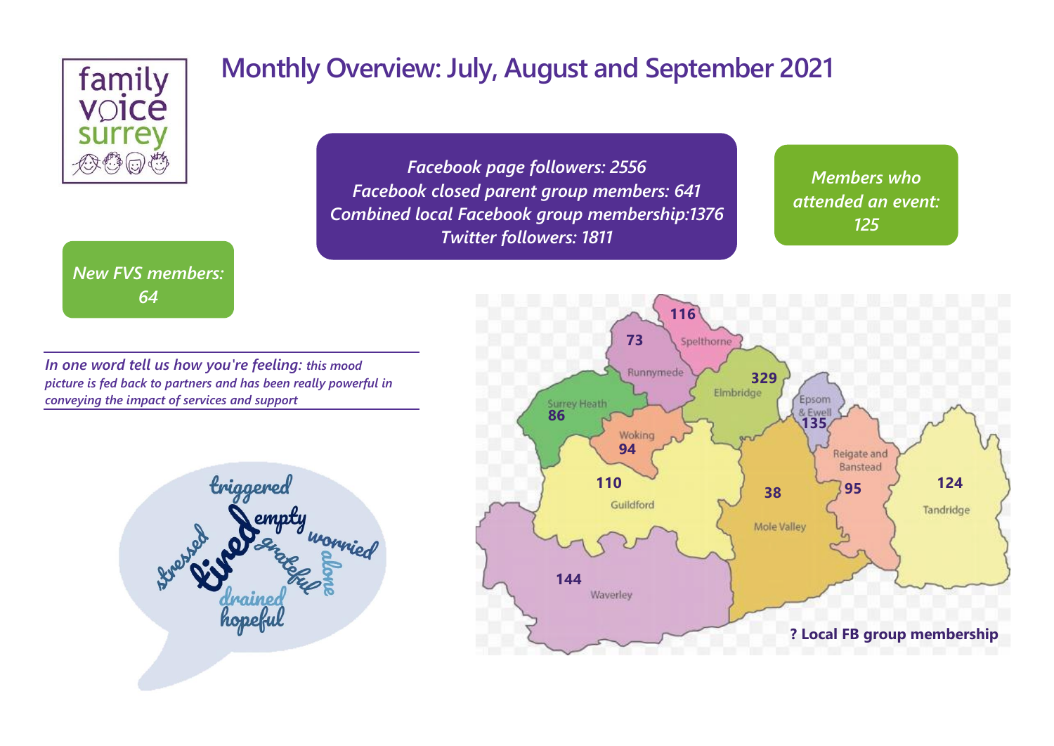# Monthly Overview: July, August and September 2021

*Facebook page followers: 2556*
*Facebook closed parent group members: 641*
*Combined local Facebook group membership:1376*
*Twitter followers: 1811*

*Members who attended an event: 125*

*New FVS members: 64*

*In one word tell us how you're feeling: this mood picture is fed back to partners and has been really powerful in conveying the impact of services and support*

triggered, empty, stressed, tired, grateful, worried, alone, drained, hopeful

**? Local FB group membership**

| Area | Members |
|---|---|
| Spelthorne | 116 |
| Runnymede | 73 |
| Elmbridge | 329 |
| Epsom & Ewell | 135 |
| Surrey Heath | 86 |
| Woking | 94 |
| Guildford | 110 |
| Mole Valley | 38 |
| Reigate and Banstead | 95 |
| Tandridge | 124 |
| Waverley | 144 |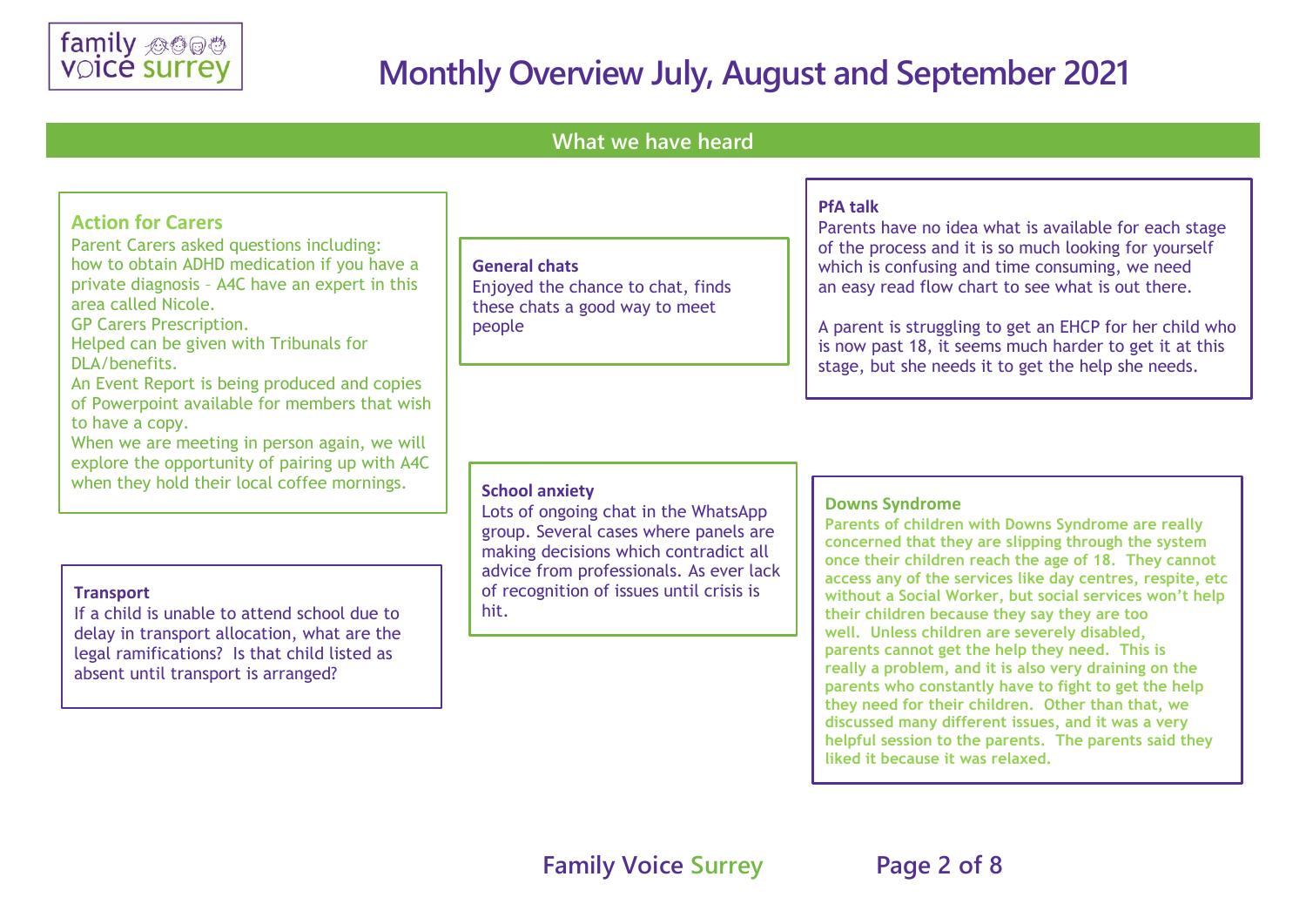# Monthly Overview July, August and September 2021

## What we have heard

### Action for Carers

Parent Carers asked questions including:
how to obtain ADHD medication if you have a private diagnosis – A4C have an expert in this area called Nicole.
GP Carers Prescription.
Helped can be given with Tribunals for DLA/benefits.
An Event Report is being produced and copies of Powerpoint available for members that wish to have a copy.
When we are meeting in person again, we will explore the opportunity of pairing up with A4C when they hold their local coffee mornings.

### General chats

Enjoyed the chance to chat, finds these chats a good way to meet people

### PfA talk

Parents have no idea what is available for each stage of the process and it is so much looking for yourself which is confusing and time consuming, we need an easy read flow chart to see what is out there.

A parent is struggling to get an EHCP for her child who is now past 18, it seems much harder to get it at this stage, but she needs it to get the help she needs.

### Transport

If a child is unable to attend school due to delay in transport allocation, what are the legal ramifications? Is that child listed as absent until transport is arranged?

### School anxiety

Lots of ongoing chat in the WhatsApp group. Several cases where panels are making decisions which contradict all advice from professionals. As ever lack of recognition of issues until crisis is hit.

### Downs Syndrome

**Parents of children with Downs Syndrome are really concerned that they are slipping through the system once their children reach the age of 18. They cannot access any of the services like day centres, respite, etc without a Social Worker, but social services won't help their children because they say they are too well. Unless children are severely disabled, parents cannot get the help they need. This is really a problem, and it is also very draining on the parents who constantly have to fight to get the help they need for their children. Other than that, we discussed many different issues, and it was a very helpful session to the parents. The parents said they liked it because it was relaxed.**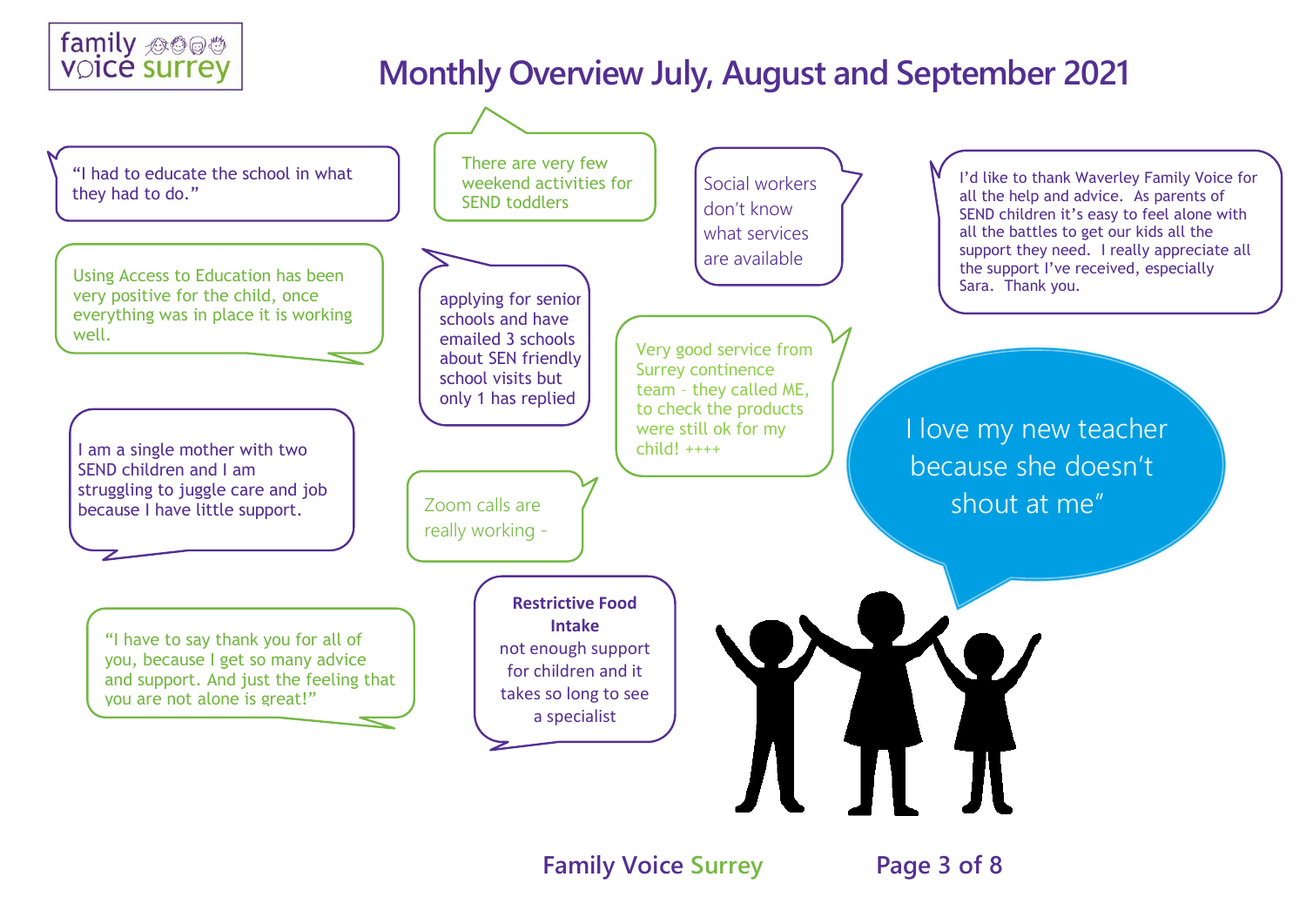# Monthly Overview July, August and September 2021

"I had to educate the school in what they had to do."

There are very few weekend activities for SEND toddlers

Social workers don't know what services are available

I'd like to thank Waverley Family Voice for all the help and advice. As parents of SEND children it's easy to feel alone with all the battles to get our kids all the support they need. I really appreciate all the support I've received, especially Sara. Thank you.

Using Access to Education has been very positive for the child, once everything was in place it is working well.

applying for senior schools and have emailed 3 schools about SEN friendly school visits but only 1 has replied

Very good service from Surrey continence team - they called ME, to check the products were still ok for my child! ++++

I love my new teacher because she doesn't shout at me"

I am a single mother with two SEND children and I am struggling to juggle care and job because I have little support.

Zoom calls are really working -

"I have to say thank you for all of you, because I get so many advice and support. And just the feeling that you are not alone is great!"

**Restrictive Food Intake**
not enough support for children and it takes so long to see a specialist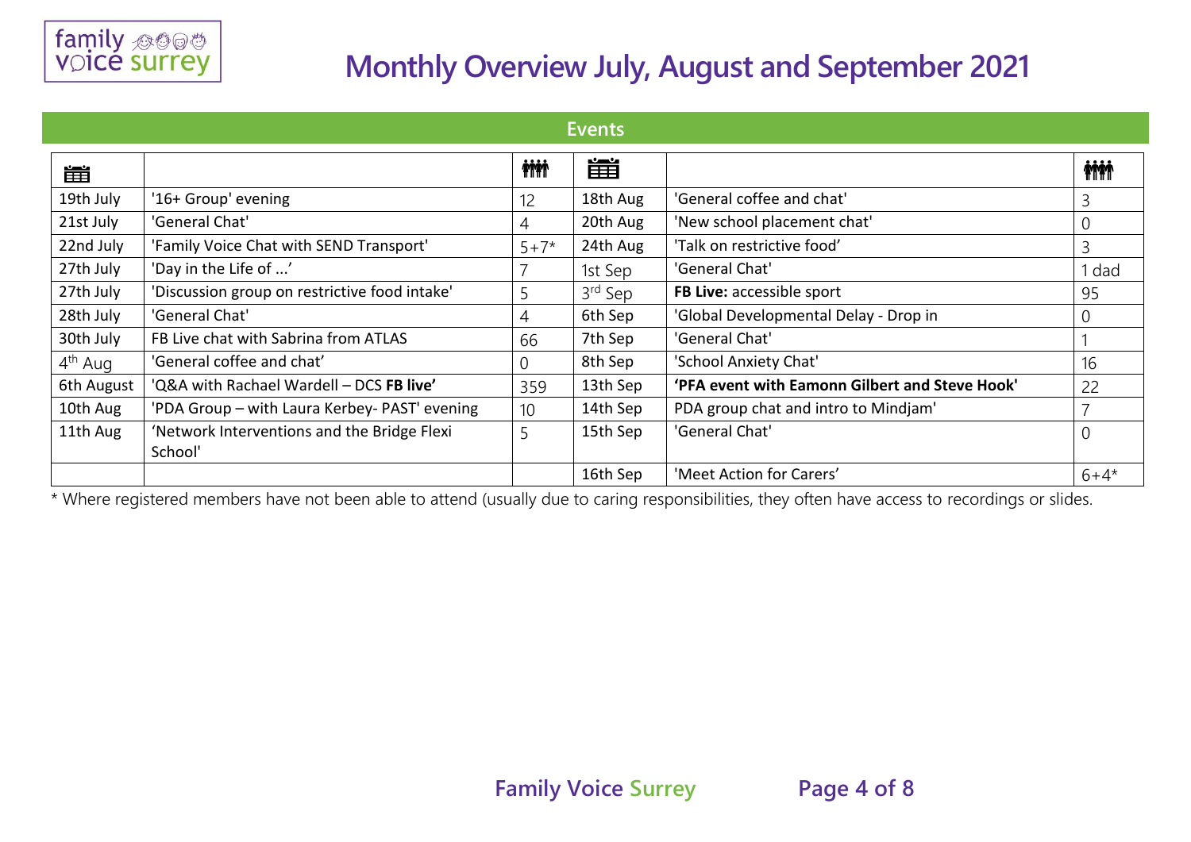# Monthly Overview July, August and September 2021

## Events

| 📅 | | 👪 | 📅 | | 👪 |
|---|---|---|---|---|---|
| 19th July | '16+ Group' evening | 12 | 18th Aug | 'General coffee and chat' | 3 |
| 21st July | 'General Chat' | 4 | 20th Aug | 'New school placement chat' | 0 |
| 22nd July | 'Family Voice Chat with SEND Transport' | 5+7* | 24th Aug | 'Talk on restrictive food' | 3 |
| 27th July | 'Day in the Life of ...' | 7 | 1st Sep | 'General Chat' | 1 dad |
| 27th July | 'Discussion group on restrictive food intake' | 5 | 3rd Sep | **FB Live:** accessible sport | 95 |
| 28th July | 'General Chat' | 4 | 6th Sep | 'Global Developmental Delay - Drop in | 0 |
| 30th July | FB Live chat with Sabrina from ATLAS | 66 | 7th Sep | 'General Chat' | 1 |
| 4th Aug | 'General coffee and chat' | 0 | 8th Sep | 'School Anxiety Chat' | 16 |
| 6th August | 'Q&A with Rachael Wardell – DCS **FB live'** | 359 | 13th Sep | **'PFA event with Eamonn Gilbert and Steve Hook'** | 22 |
| 10th Aug | 'PDA Group – with Laura Kerbey- PAST' evening | 10 | 14th Sep | PDA group chat and intro to Mindjam' | 7 |
| 11th Aug | 'Network Interventions and the Bridge Flexi School' | 5 | 15th Sep | 'General Chat' | 0 |
| | | | 16th Sep | 'Meet Action for Carers' | 6+4* |

* Where registered members have not been able to attend (usually due to caring responsibilities, they often have access to recordings or slides.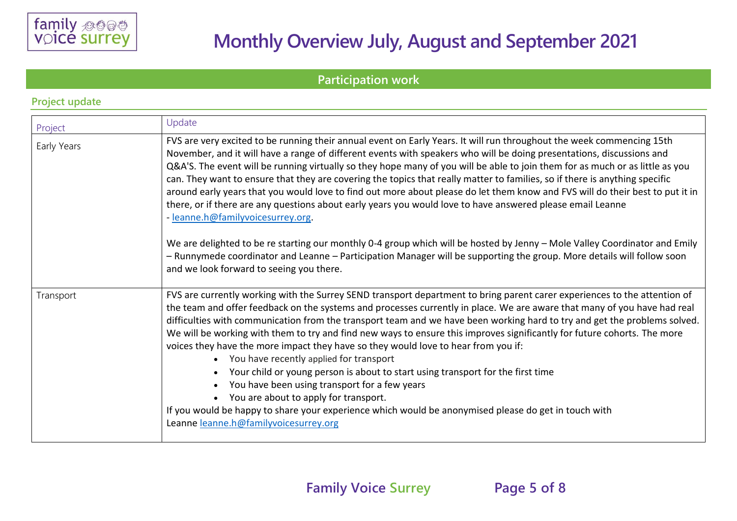# Monthly Overview July, August and September 2021

## Participation work

### Project update

| Project | Update |
|---|---|
| Early Years | FVS are very excited to be running their annual event on Early Years. It will run throughout the week commencing 15th November, and it will have a range of different events with speakers who will be doing presentations, discussions and Q&A'S. The event will be running virtually so they hope many of you will be able to join them for as much or as little as you can. They want to ensure that they are covering the topics that really matter to families, so if there is anything specific around early years that you would love to find out more about please do let them know and FVS will do their best to put it in there, or if there are any questions about early years you would love to have answered please email Leanne - leanne.h@familyvoicesurrey.org.<br><br>We are delighted to be re starting our monthly 0-4 group which will be hosted by Jenny – Mole Valley Coordinator and Emily – Runnymede coordinator and Leanne – Participation Manager will be supporting the group. More details will follow soon and we look forward to seeing you there. |
| Transport | FVS are currently working with the Surrey SEND transport department to bring parent carer experiences to the attention of the team and offer feedback on the systems and processes currently in place. We are aware that many of you have had real difficulties with communication from the transport team and we have been working hard to try and get the problems solved. We will be working with them to try and find new ways to ensure this improves significantly for future cohorts. The more voices they have the more impact they have so they would love to hear from you if:<br>• You have recently applied for transport<br>• Your child or young person is about to start using transport for the first time<br>• You have been using transport for a few years<br>• You are about to apply for transport.<br>If you would be happy to share your experience which would be anonymised please do get in touch with Leanne leanne.h@familyvoicesurrey.org |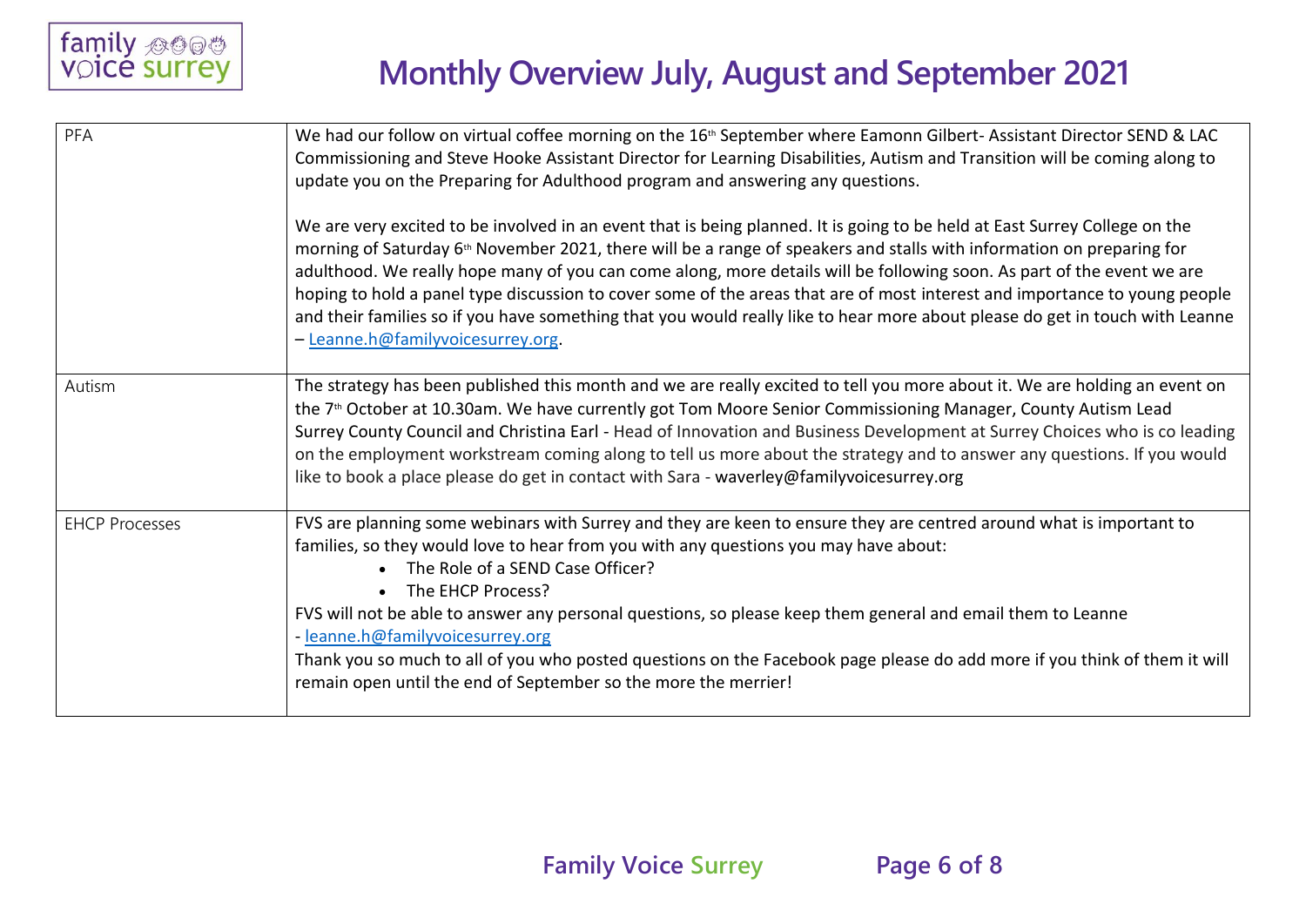# Monthly Overview July, August and September 2021

| | |
|---|---|
| PFA | We had our follow on virtual coffee morning on the 16th September where Eamonn Gilbert- Assistant Director SEND & LAC Commissioning and Steve Hooke Assistant Director for Learning Disabilities, Autism and Transition will be coming along to update you on the Preparing for Adulthood program and answering any questions.<br><br>We are very excited to be involved in an event that is being planned. It is going to be held at East Surrey College on the morning of Saturday 6th November 2021, there will be a range of speakers and stalls with information on preparing for adulthood. We really hope many of you can come along, more details will be following soon. As part of the event we are hoping to hold a panel type discussion to cover some of the areas that are of most interest and importance to young people and their families so if you have something that you would really like to hear more about please do get in touch with Leanne – Leanne.h@familyvoicesurrey.org. |
| Autism | The strategy has been published this month and we are really excited to tell you more about it. We are holding an event on the 7th October at 10.30am. We have currently got Tom Moore Senior Commissioning Manager, County Autism Lead Surrey County Council and Christina Earl - Head of Innovation and Business Development at Surrey Choices who is co leading on the employment workstream coming along to tell us more about the strategy and to answer any questions. If you would like to book a place please do get in contact with Sara - waverley@familyvoicesurrey.org |
| EHCP Processes | FVS are planning some webinars with Surrey and they are keen to ensure they are centred around what is important to families, so they would love to hear from you with any questions you may have about:<br>• The Role of a SEND Case Officer?<br>• The EHCP Process?<br>FVS will not be able to answer any personal questions, so please keep them general and email them to Leanne - leanne.h@familyvoicesurrey.org<br>Thank you so much to all of you who posted questions on the Facebook page please do add more if you think of them it will remain open until the end of September so the more the merrier! |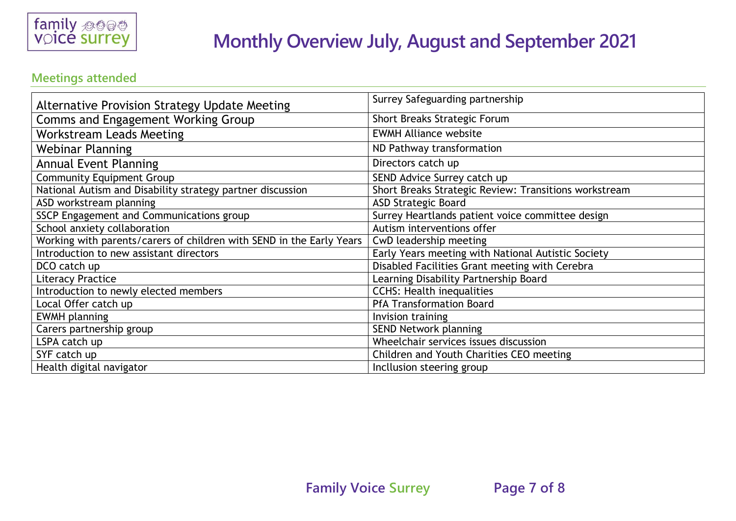# Monthly Overview July, August and September 2021

## Meetings attended

| | |
|---|---|
| Alternative Provision Strategy Update Meeting | Surrey Safeguarding partnership |
| Comms and Engagement Working Group | Short Breaks Strategic Forum |
| Workstream Leads Meeting | EWMH Alliance website |
| Webinar Planning | ND Pathway transformation |
| Annual Event Planning | Directors catch up |
| Community Equipment Group | SEND Advice Surrey catch up |
| National Autism and Disability strategy partner discussion | Short Breaks Strategic Review: Transitions workstream |
| ASD workstream planning | ASD Strategic Board |
| SSCP Engagement and Communications group | Surrey Heartlands patient voice committee design |
| School anxiety collaboration | Autism interventions offer |
| Working with parents/carers of children with SEND in the Early Years | CwD leadership meeting |
| Introduction to new assistant directors | Early Years meeting with National Autistic Society |
| DCO catch up | Disabled Facilities Grant meeting with Cerebra |
| Literacy Practice | Learning Disability Partnership Board |
| Introduction to newly elected members | CCHS: Health inequalities |
| Local Offer catch up | PfA Transformation Board |
| EWMH planning | Invision training |
| Carers partnership group | SEND Network planning |
| LSPA catch up | Wheelchair services issues discussion |
| SYF catch up | Children and Youth Charities CEO meeting |
| Health digital navigator | Incllusion steering group |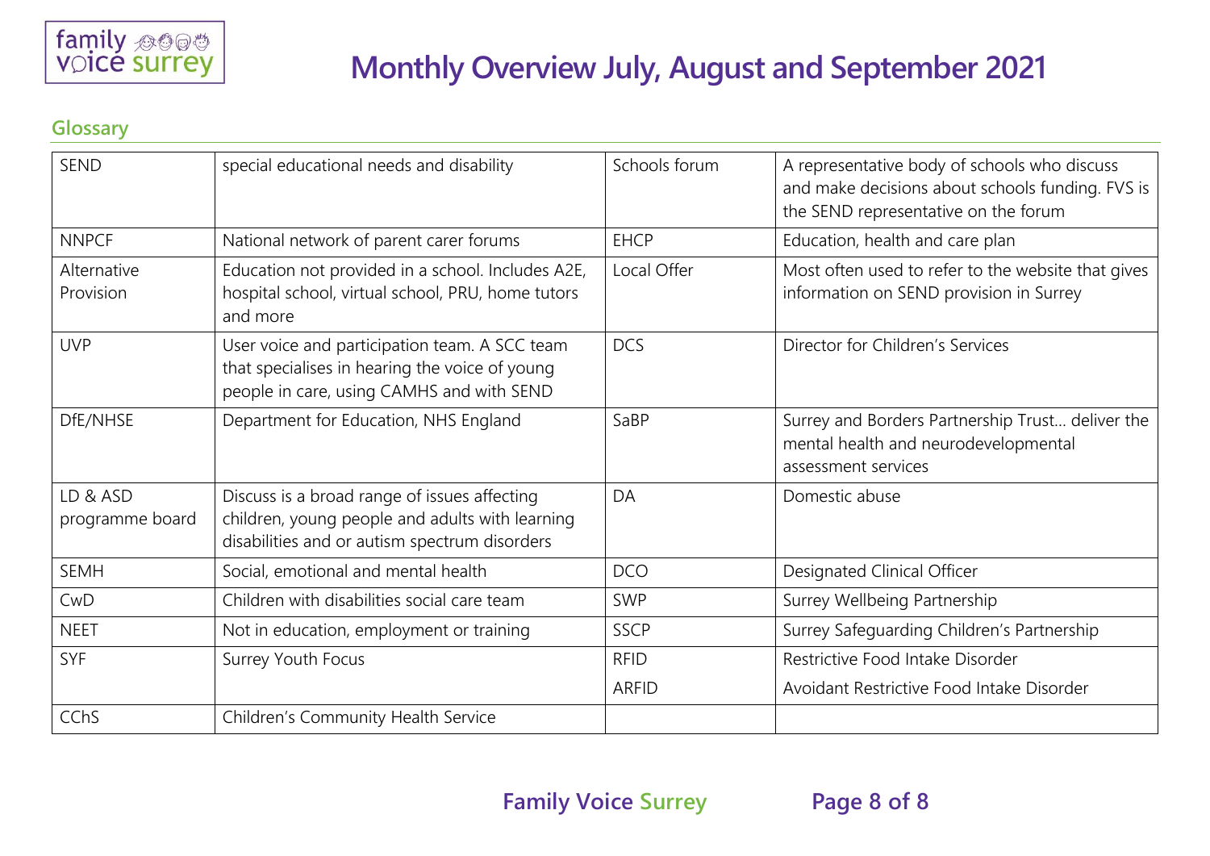# Monthly Overview July, August and September 2021

## Glossary

| | | | |
|---|---|---|---|
| SEND | special educational needs and disability | Schools forum | A representative body of schools who discuss and make decisions about schools funding. FVS is the SEND representative on the forum |
| NNPCF | National network of parent carer forums | EHCP | Education, health and care plan |
| Alternative Provision | Education not provided in a school. Includes A2E, hospital school, virtual school, PRU, home tutors and more | Local Offer | Most often used to refer to the website that gives information on SEND provision in Surrey |
| UVP | User voice and participation team. A SCC team that specialises in hearing the voice of young people in care, using CAMHS and with SEND | DCS | Director for Children's Services |
| DfE/NHSE | Department for Education, NHS England | SaBP | Surrey and Borders Partnership Trust… deliver the mental health and neurodevelopmental assessment services |
| LD & ASD programme board | Discuss is a broad range of issues affecting children, young people and adults with learning disabilities and or autism spectrum disorders | DA | Domestic abuse |
| SEMH | Social, emotional and mental health | DCO | Designated Clinical Officer |
| CwD | Children with disabilities social care team | SWP | Surrey Wellbeing Partnership |
| NEET | Not in education, employment or training | SSCP | Surrey Safeguarding Children's Partnership |
| SYF | Surrey Youth Focus | RFID<br>ARFID | Restrictive Food Intake Disorder<br>Avoidant Restrictive Food Intake Disorder |
| CChS | Children's Community Health Service | | |